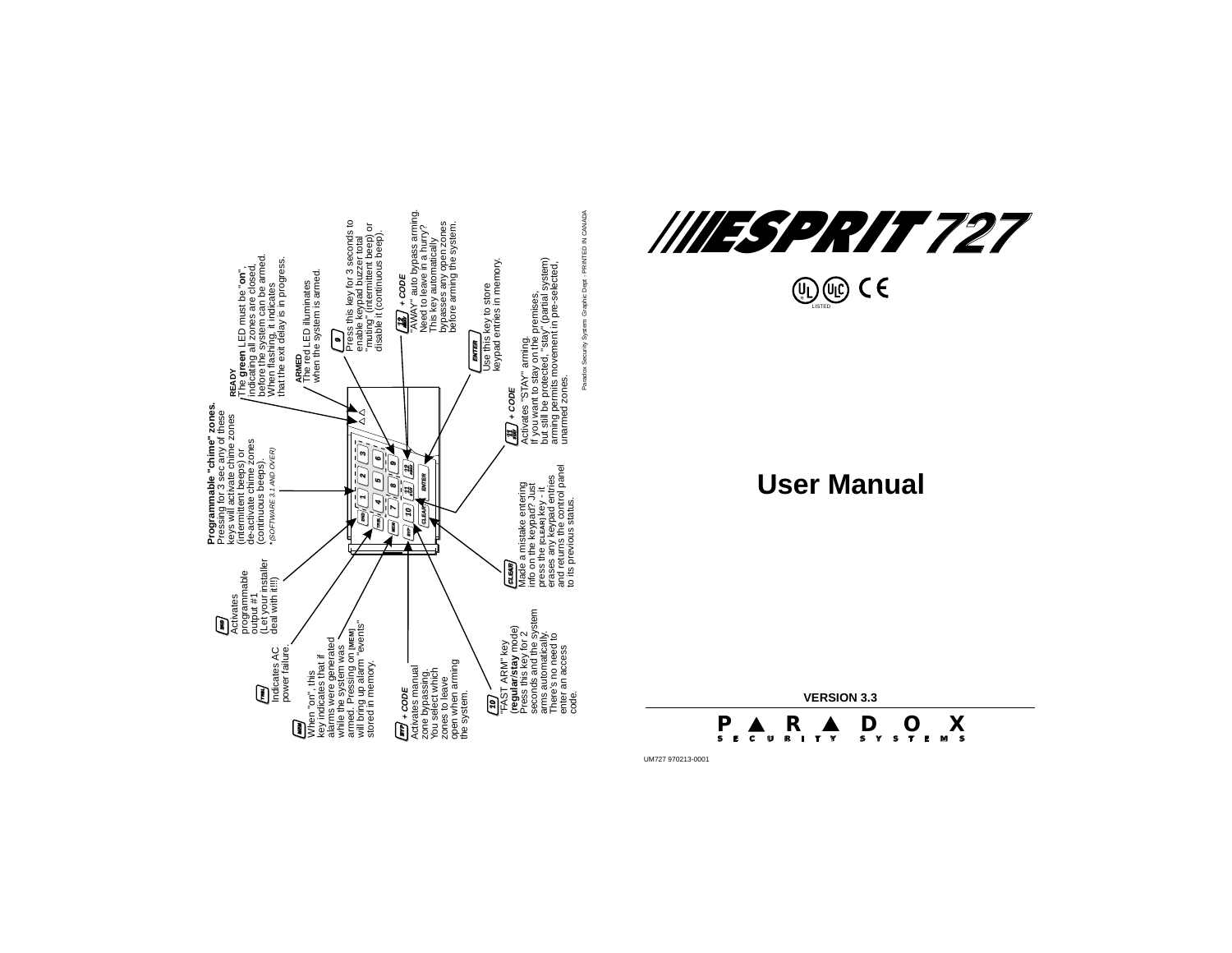# ESPRIT 727

LISTED

# User Manual

**VERSION 3.3**

PARADOX SECURITY SYSTEMS

UM727 970213-0001

---

**Programmable "chime" zones.** Pressing for 3 sec any of these keys will activate chime zones (intermittent beeps) or de-activate chime zones (continuous beeps).
*(SOFTWARE 3.1 AND OVER)*

**READY**
The **green** LED must be "**on**", indicating all zones are closed, before the system can be armed. When flashing, it indicates that the exit delay is in progress.

**ARMED**
The red LED illuminates when the system is armed.

**9** Press this key for 3 seconds to enable keypad buzzer total "muting" (intermittent beep) or disable it (continuous beep).

**12 AWAY** *+ CODE*
"AWAY" auto bypass arming. Need to leave in a hurry? This key automatically bypasses any open zones before arming the system.

**ENTER** Use this key to store keypad entries in memory.

**11 STAY** *+ CODE*
Activates "STAY" arming. If you want to stay on the premises, but still be protected, "stay" (partial system) arming permits movement in pre-selected, unarmed zones.

**CLEAR** Made a mistake entering info on the keypad? Just press the [CLEAR] key - it erases any keypad entries and returns the control panel to its previous status.

**10** "FAST ARM" key (**regular/stay** mode) Press this key for 2 seconds and the system arms automatically. There's no need to enter an access code.

**BYP** *+ CODE*
Activates manual zone bypassing. You select which zones to leave open when arming the system.

**MEM** When "on", this key indicates that if alarms were generated while the system was armed. Pressing on [MEM] will bring up alarm "events" stored in memory.

**TRBL** Indicates AC power failure.

**SEQ** Activates programmable output #1 (Let your installer deal with it!!)

Paradox Security System Graphic Dept - PRINTED IN CANADA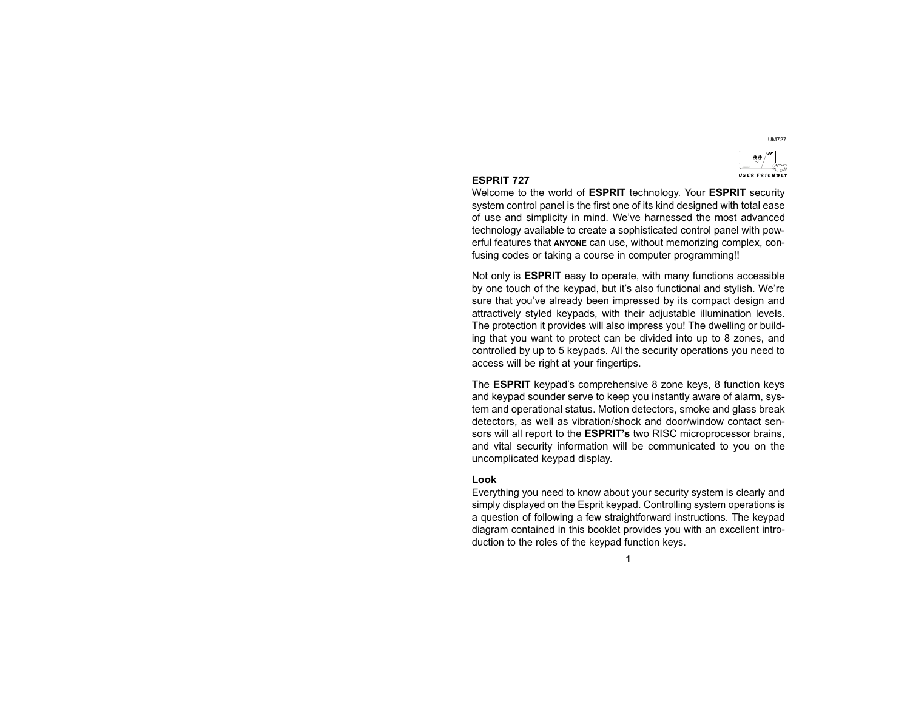## ESPRIT 727

Welcome to the world of **ESPRIT** technology. Your **ESPRIT** security system control panel is the first one of its kind designed with total ease of use and simplicity in mind. We've harnessed the most advanced technology available to create a sophisticated control panel with powerful features that **ANYONE** can use, without memorizing complex, confusing codes or taking a course in computer programming!!

Not only is **ESPRIT** easy to operate, with many functions accessible by one touch of the keypad, but it's also functional and stylish. We're sure that you've already been impressed by its compact design and attractively styled keypads, with their adjustable illumination levels. The protection it provides will also impress you! The dwelling or building that you want to protect can be divided into up to 8 zones, and controlled by up to 5 keypads. All the security operations you need to access will be right at your fingertips.

The **ESPRIT** keypad's comprehensive 8 zone keys, 8 function keys and keypad sounder serve to keep you instantly aware of alarm, system and operational status. Motion detectors, smoke and glass break detectors, as well as vibration/shock and door/window contact sensors will all report to the **ESPRIT's** two RISC microprocessor brains, and vital security information will be communicated to you on the uncomplicated keypad display.

### Look

Everything you need to know about your security system is clearly and simply displayed on the Esprit keypad. Controlling system operations is a question of following a few straightforward instructions. The keypad diagram contained in this booklet provides you with an excellent introduction to the roles of the keypad function keys.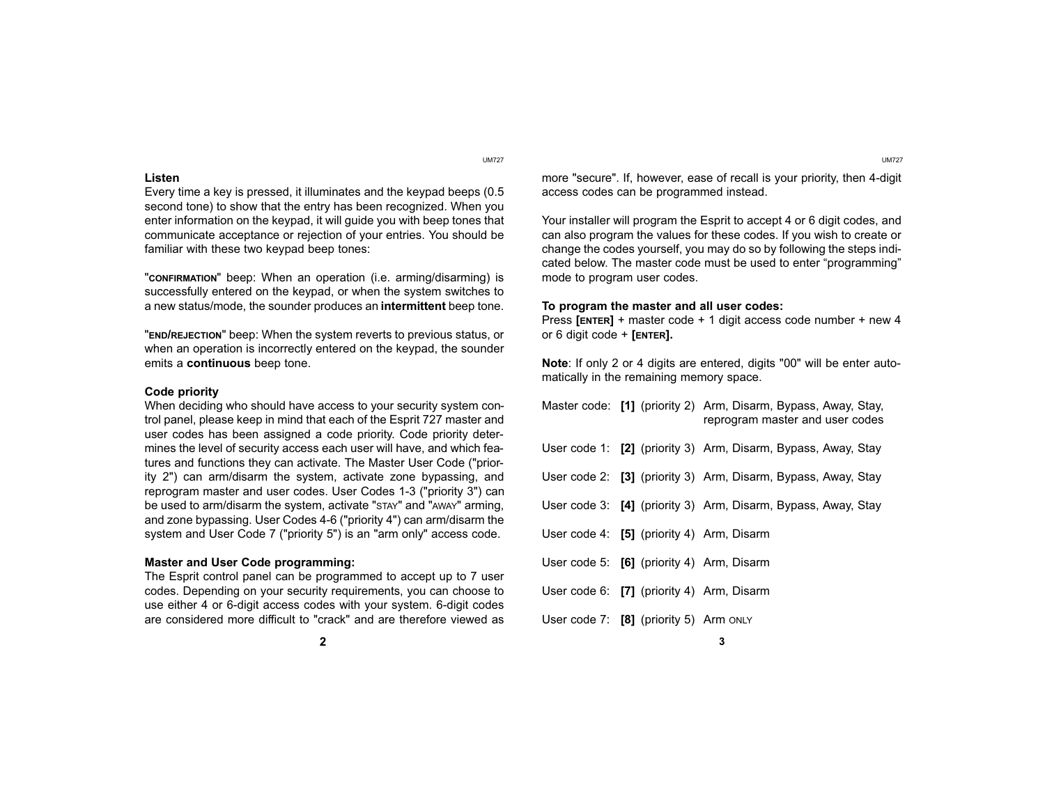### Listen

Every time a key is pressed, it illuminates and the keypad beeps (0.5 second tone) to show that the entry has been recognized. When you enter information on the keypad, it will guide you with beep tones that communicate acceptance or rejection of your entries. You should be familiar with these two keypad beep tones:

"CONFIRMATION" beep: When an operation (i.e. arming/disarming) is successfully entered on the keypad, or when the system switches to a new status/mode, the sounder produces an **intermittent** beep tone.

"END/REJECTION" beep: When the system reverts to previous status, or when an operation is incorrectly entered on the keypad, the sounder emits a **continuous** beep tone.

### Code priority

When deciding who should have access to your security system control panel, please keep in mind that each of the Esprit 727 master and user codes has been assigned a code priority. Code priority determines the level of security access each user will have, and which features and functions they can activate. The Master User Code ("priority 2") can arm/disarm the system, activate zone bypassing, and reprogram master and user codes. User Codes 1-3 ("priority 3") can be used to arm/disarm the system, activate "STAY" and "AWAY" arming, and zone bypassing. User Codes 4-6 ("priority 4") can arm/disarm the system and User Code 7 ("priority 5") is an "arm only" access code.

### Master and User Code programming:

The Esprit control panel can be programmed to accept up to 7 user codes. Depending on your security requirements, you can choose to use either 4 or 6-digit access codes with your system. 6-digit codes are considered more difficult to "crack" and are therefore viewed as more "secure". If, however, ease of recall is your priority, then 4-digit access codes can be programmed instead.

Your installer will program the Esprit to accept 4 or 6 digit codes, and can also program the values for these codes. If you wish to create or change the codes yourself, you may do so by following the steps indicated below. The master code must be used to enter "programming" mode to program user codes.

**To program the master and all user codes:**
Press **[ENTER]** + master code + 1 digit access code number + new 4 or 6 digit code + **[ENTER].**

**Note**: If only 2 or 4 digits are entered, digits "00" will be enter automatically in the remaining memory space.

| | | | |
|---|---|---|---|
| Master code: | **[1]** | (priority 2) | Arm, Disarm, Bypass, Away, Stay, reprogram master and user codes |
| User code 1: | **[2]** | (priority 3) | Arm, Disarm, Bypass, Away, Stay |
| User code 2: | **[3]** | (priority 3) | Arm, Disarm, Bypass, Away, Stay |
| User code 3: | **[4]** | (priority 3) | Arm, Disarm, Bypass, Away, Stay |
| User code 4: | **[5]** | (priority 4) | Arm, Disarm |
| User code 5: | **[6]** | (priority 4) | Arm, Disarm |
| User code 6: | **[7]** | (priority 4) | Arm, Disarm |
| User code 7: | **[8]** | (priority 5) | Arm ONLY |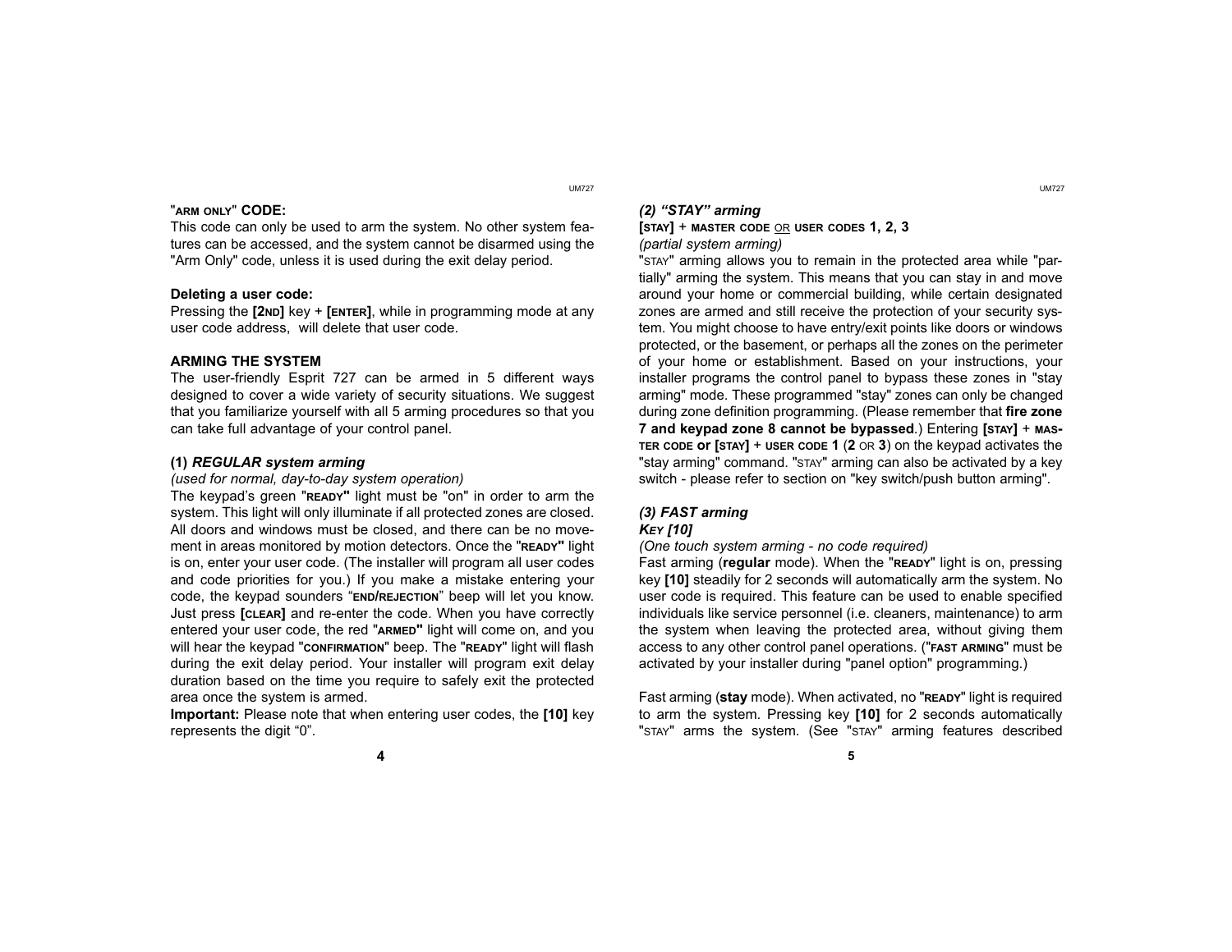"ARM ONLY" CODE:

This code can only be used to arm the system. No other system features can be accessed, and the system cannot be disarmed using the "Arm Only" code, unless it is used during the exit delay period.

**Deleting a user code:**

Pressing the **[2ND]** key + **[ENTER]**, while in programming mode at any user code address, will delete that user code.

## ARMING THE SYSTEM

The user-friendly Esprit 727 can be armed in 5 different ways designed to cover a wide variety of security situations. We suggest that you familiarize yourself with all 5 arming procedures so that you can take full advantage of your control panel.

### (1) *REGULAR system arming*

*(used for normal, day-to-day system operation)*

The keypad's green "**READY**" light must be "on" in order to arm the system. This light will only illuminate if all protected zones are closed. All doors and windows must be closed, and there can be no movement in areas monitored by motion detectors. Once the "**READY**" light is on, enter your user code. (The installer will program all user codes and code priorities for you.) If you make a mistake entering your code, the keypad sounders "**END/REJECTION**" beep will let you know. Just press **[CLEAR]** and re-enter the code. When you have correctly entered your user code, the red "**ARMED**" light will come on, and you will hear the keypad "**CONFIRMATION**" beep. The "**READY**" light will flash during the exit delay period. Your installer will program exit delay duration based on the time you require to safely exit the protected area once the system is armed.

**Important:** Please note that when entering user codes, the **[10]** key represents the digit "0".

### *(2) "STAY" arming*

**[STAY] + MASTER CODE** OR **USER CODES 1, 2, 3**

*(partial system arming)*

"STAY" arming allows you to remain in the protected area while "partially" arming the system. This means that you can stay in and move around your home or commercial building, while certain designated zones are armed and still receive the protection of your security system. You might choose to have entry/exit points like doors or windows protected, or the basement, or perhaps all the zones on the perimeter of your home or establishment. Based on your instructions, your installer programs the control panel to bypass these zones in "stay arming" mode. These programmed "stay" zones can only be changed during zone definition programming. (Please remember that **fire zone 7 and keypad zone 8 cannot be bypassed**.) Entering **[STAY] + MASTER CODE or [STAY] + USER CODE 1** (**2** OR **3**) on the keypad activates the "stay arming" command. "STAY" arming can also be activated by a key switch - please refer to section on "key switch/push button arming".

### *(3) FAST arming*

***KEY [10]***

*(One touch system arming - no code required)*

Fast arming (**regular** mode). When the "**READY**" light is on, pressing key **[10]** steadily for 2 seconds will automatically arm the system. No user code is required. This feature can be used to enable specified individuals like service personnel (i.e. cleaners, maintenance) to arm the system when leaving the protected area, without giving them access to any other control panel operations. ("**FAST ARMING**" must be activated by your installer during "panel option" programming.)

Fast arming (**stay** mode). When activated, no "**READY**" light is required to arm the system. Pressing key **[10]** for 2 seconds automatically "STAY" arms the system. (See "STAY" arming features described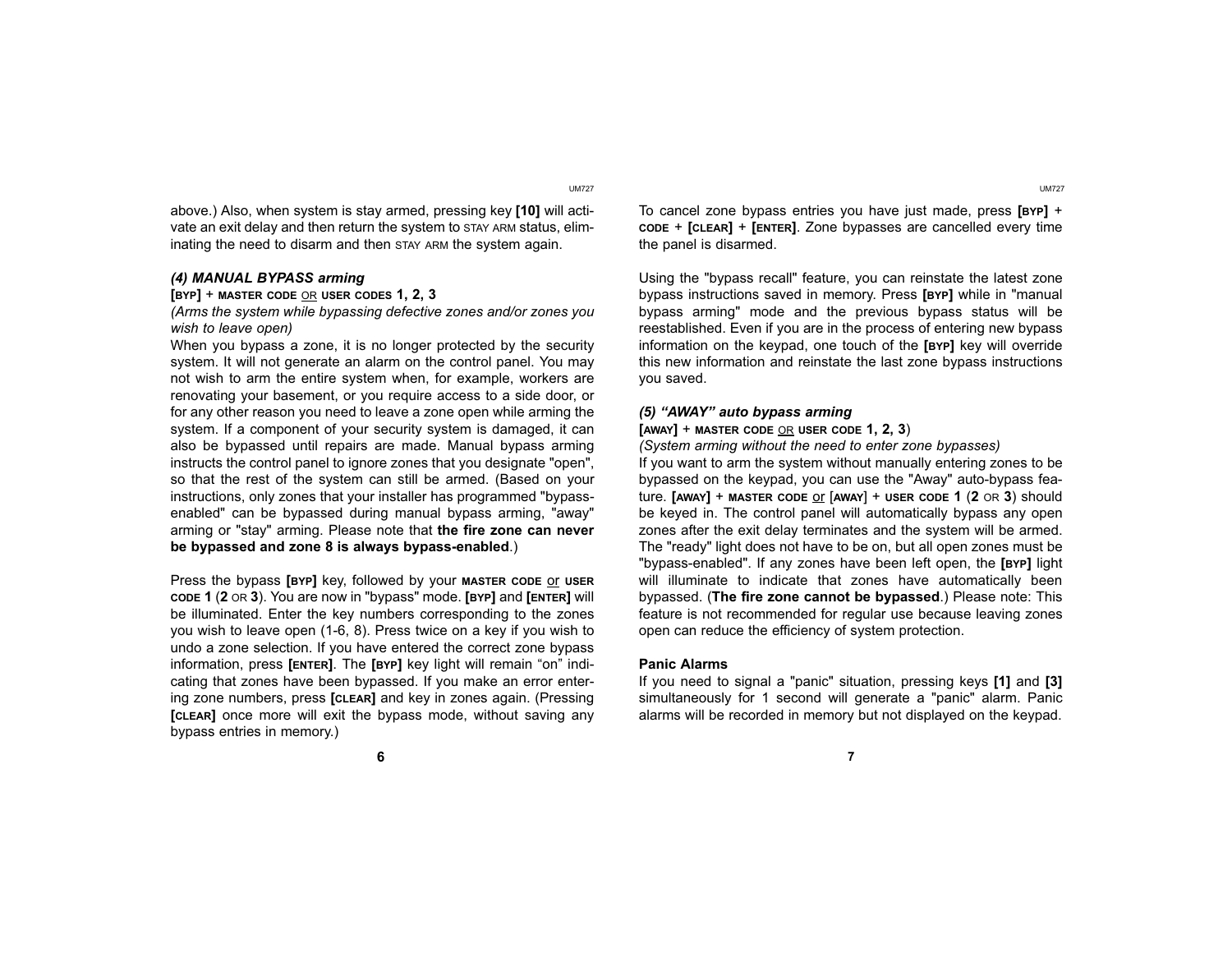above.) Also, when system is stay armed, pressing key **[10]** will activate an exit delay and then return the system to STAY ARM status, eliminating the need to disarm and then STAY ARM the system again.

### *(4) MANUAL BYPASS arming*

**[BYP]** + **MASTER CODE** <u>OR</u> **USER CODES 1, 2, 3**

*(Arms the system while bypassing defective zones and/or zones you wish to leave open)*

When you bypass a zone, it is no longer protected by the security system. It will not generate an alarm on the control panel. You may not wish to arm the entire system when, for example, workers are renovating your basement, or you require access to a side door, or for any other reason you need to leave a zone open while arming the system. If a component of your security system is damaged, it can also be bypassed until repairs are made. Manual bypass arming instructs the control panel to ignore zones that you designate "open", so that the rest of the system can still be armed. (Based on your instructions, only zones that your installer has programmed "bypass-enabled" can be bypassed during manual bypass arming, "away" arming or "stay" arming. Please note that **the fire zone can never be bypassed and zone 8 is always bypass-enabled**.)

Press the bypass **[BYP]** key, followed by your **MASTER CODE** <u>or</u> **USER CODE 1** (**2** OR **3**). You are now in "bypass" mode. **[BYP]** and **[ENTER]** will be illuminated. Enter the key numbers corresponding to the zones you wish to leave open (1-6, 8). Press twice on a key if you wish to undo a zone selection. If you have entered the correct zone bypass information, press **[ENTER]**. The **[BYP]** key light will remain “on” indicating that zones have been bypassed. If you make an error entering zone numbers, press **[CLEAR]** and key in zones again. (Pressing **[CLEAR]** once more will exit the bypass mode, without saving any bypass entries in memory.)

To cancel zone bypass entries you have just made, press **[BYP]** + **CODE** + **[CLEAR]** + **[ENTER]**. Zone bypasses are cancelled every time the panel is disarmed.

Using the "bypass recall" feature, you can reinstate the latest zone bypass instructions saved in memory. Press **[BYP]** while in "manual bypass arming" mode and the previous bypass status will be reestablished. Even if you are in the process of entering new bypass information on the keypad, one touch of the **[BYP]** key will override this new information and reinstate the last zone bypass instructions you saved.

### *(5) “AWAY” auto bypass arming*

**[AWAY]** + **MASTER CODE** <u>OR</u> **USER CODE 1, 2, 3**)

*(System arming without the need to enter zone bypasses)*

If you want to arm the system without manually entering zones to be bypassed on the keypad, you can use the "Away" auto-bypass feature. **[AWAY]** + **MASTER CODE** <u>or</u> [**AWAY**] + **USER CODE 1** (**2** OR **3**) should be keyed in. The control panel will automatically bypass any open zones after the exit delay terminates and the system will be armed. The "ready" light does not have to be on, but all open zones must be "bypass-enabled". If any zones have been left open, the **[BYP]** light will illuminate to indicate that zones have automatically been bypassed. (**The fire zone cannot be bypassed**.) Please note: This feature is not recommended for regular use because leaving zones open can reduce the efficiency of system protection.

### Panic Alarms

If you need to signal a "panic" situation, pressing keys **[1]** and **[3]** simultaneously for 1 second will generate a "panic" alarm. Panic alarms will be recorded in memory but not displayed on the keypad.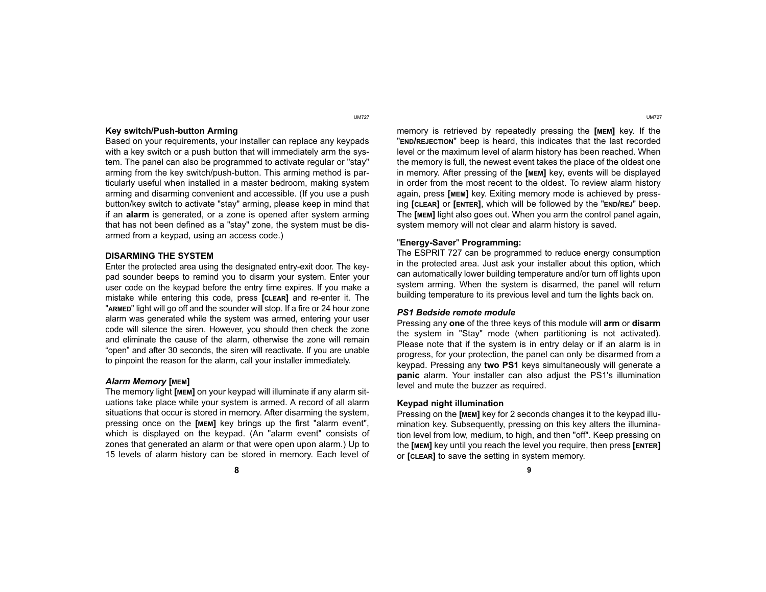### Key switch/Push-button Arming

Based on your requirements, your installer can replace any keypads with a key switch or a push button that will immediately arm the system. The panel can also be programmed to activate regular or "stay" arming from the key switch/push-button. This arming method is particularly useful when installed in a master bedroom, making system arming and disarming convenient and accessible. (If you use a push button/key switch to activate "stay" arming, please keep in mind that if an **alarm** is generated, or a zone is opened after system arming that has not been defined as a "stay" zone, the system must be disarmed from a keypad, using an access code.)

### DISARMING THE SYSTEM

Enter the protected area using the designated entry-exit door. The keypad sounder beeps to remind you to disarm your system. Enter your user code on the keypad before the entry time expires. If you make a mistake while entering this code, press **[CLEAR]** and re-enter it. The "**ARMED**" light will go off and the sounder will stop. If a fire or 24 hour zone alarm was generated while the system was armed, entering your user code will silence the siren. However, you should then check the zone and eliminate the cause of the alarm, otherwise the zone will remain “open” and after 30 seconds, the siren will reactivate. If you are unable to pinpoint the reason for the alarm, call your installer immediately.

### *Alarm Memory* [MEM]

The memory light **[MEM]** on your keypad will illuminate if any alarm situations take place while your system is armed. A record of all alarm situations that occur is stored in memory. After disarming the system, pressing once on the **[MEM]** key brings up the first "alarm event", which is displayed on the keypad. (An "alarm event" consists of zones that generated an alarm or that were open upon alarm.) Up to 15 levels of alarm history can be stored in memory. Each level of memory is retrieved by repeatedly pressing the **[MEM]** key. If the "**END/REJECTION**" beep is heard, this indicates that the last recorded level or the maximum level of alarm history has been reached. When the memory is full, the newest event takes the place of the oldest one in memory. After pressing of the **[MEM]** key, events will be displayed in order from the most recent to the oldest. To review alarm history again, press **[MEM]** key. Exiting memory mode is achieved by pressing **[CLEAR]** or **[ENTER]**, which will be followed by the "**END/REJ**" beep. The **[MEM]** light also goes out. When you arm the control panel again, system memory will not clear and alarm history is saved.

### "Energy-Saver" Programming:

The ESPRIT 727 can be programmed to reduce energy consumption in the protected area. Just ask your installer about this option, which can automatically lower building temperature and/or turn off lights upon system arming. When the system is disarmed, the panel will return building temperature to its previous level and turn the lights back on.

### *PS1 Bedside remote module*

Pressing any **one** of the three keys of this module will **arm** or **disarm** the system in "Stay" mode (when partitioning is not activated). Please note that if the system is in entry delay or if an alarm is in progress, for your protection, the panel can only be disarmed from a keypad. Pressing any **two PS1** keys simultaneously will generate a **panic** alarm. Your installer can also adjust the PS1's illumination level and mute the buzzer as required.

### Keypad night illumination

Pressing on the **[MEM]** key for 2 seconds changes it to the keypad illumination key. Subsequently, pressing on this key alters the illumination level from low, medium, to high, and then "off". Keep pressing on the **[MEM]** key until you reach the level you require, then press **[ENTER]** or **[CLEAR]** to save the setting in system memory.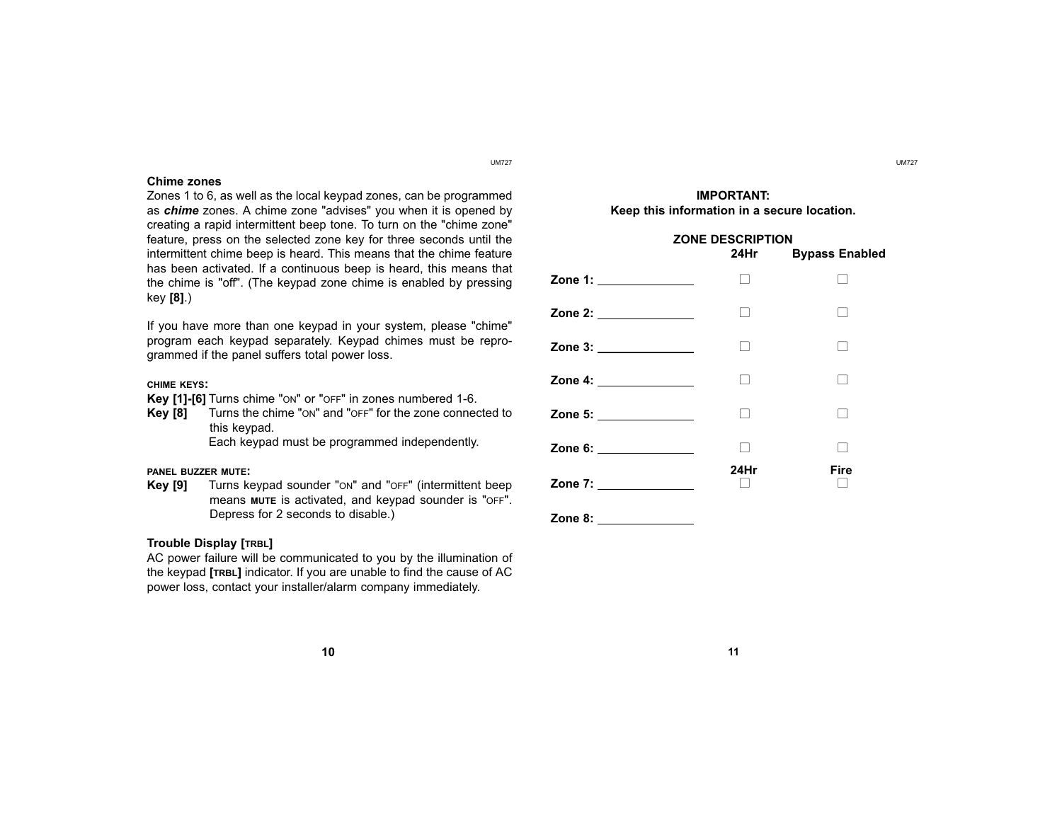### Chime zones

Zones 1 to 6, as well as the local keypad zones, can be programmed as ***chime*** zones. A chime zone "advises" you when it is opened by creating a rapid intermittent beep tone. To turn on the "chime zone" feature, press on the selected zone key for three seconds until the intermittent chime beep is heard. This means that the chime feature has been activated. If a continuous beep is heard, this means that the chime is "off". (The keypad zone chime is enabled by pressing key **[8]**.)

If you have more than one keypad in your system, please "chime" program each keypad separately. Keypad chimes must be reprogrammed if the panel suffers total power loss.

**CHIME KEYS:**

**Key [1]-[6]** Turns chime "ON" or "OFF" in zones numbered 1-6.

**Key [8]** Turns the chime "ON" and "OFF" for the zone connected to this keypad.
Each keypad must be programmed independently.

**PANEL BUZZER MUTE:**

**Key [9]** Turns keypad sounder "ON" and "OFF" (intermittent beep means **MUTE** is activated, and keypad sounder is "OFF". Depress for 2 seconds to disable.)

### Trouble Display [TRBL]

AC power failure will be communicated to you by the illumination of the keypad **[TRBL]** indicator. If you are unable to find the cause of AC power loss, contact your installer/alarm company immediately.

**IMPORTANT:**
**Keep this information in a secure location.**

**ZONE DESCRIPTION**

| | 24Hr | Bypass Enabled |
|---|---|---|
| **Zone 1:** ______________ | ☐ | ☐ |
| **Zone 2:** ______________ | ☐ | ☐ |
| **Zone 3:** ______________ | ☐ | ☐ |
| **Zone 4:** ______________ | ☐ | ☐ |
| **Zone 5:** ______________ | ☐ | ☐ |
| **Zone 6:** ______________ | ☐ | ☐ |
| | **24Hr** | **Fire** |
| **Zone 7:** ______________ | ☐ | ☐ |
| **Zone 8:** ______________ | | |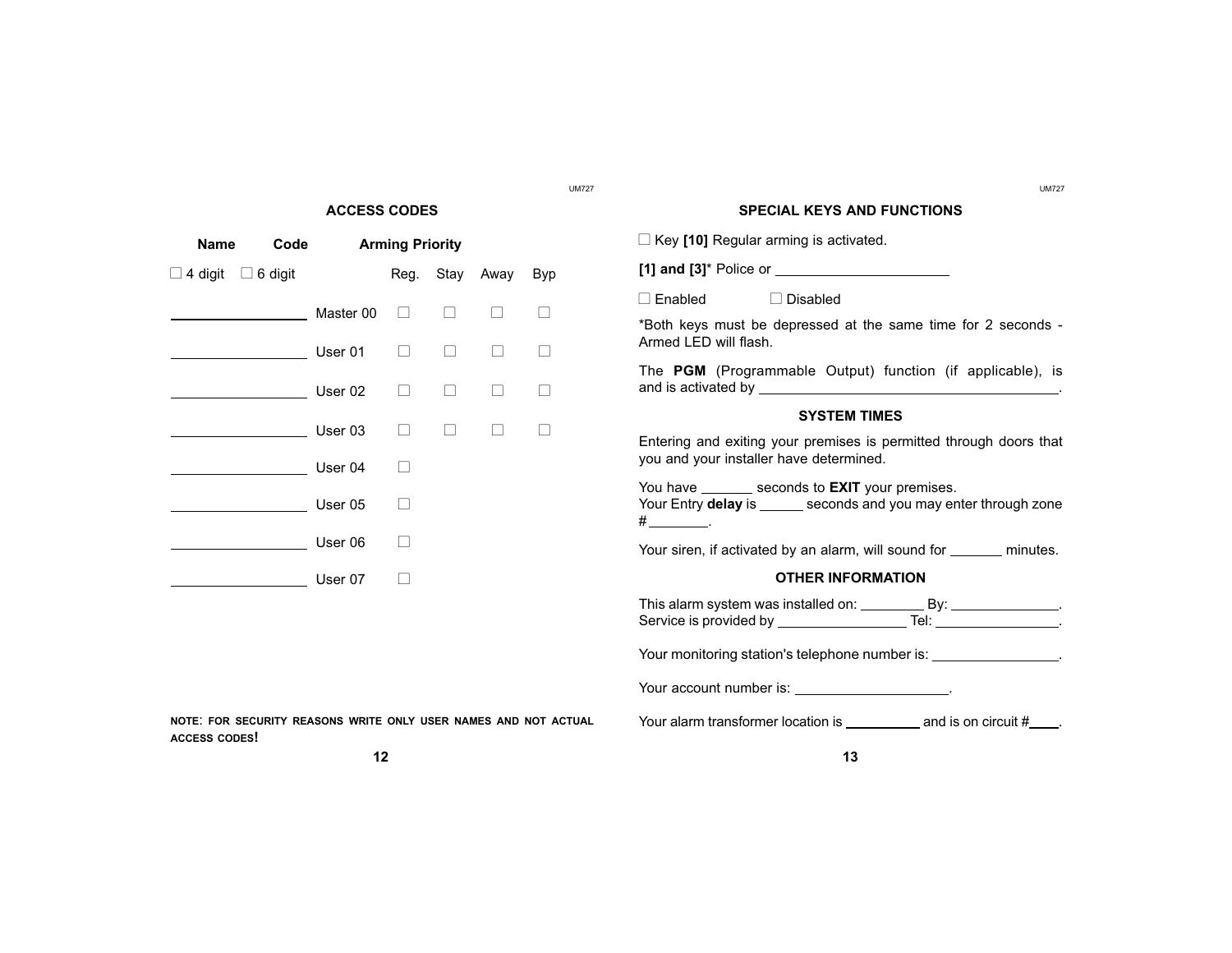## ACCESS CODES

| Name | Code | | Arming Priority | | | |
|---|---|---|---|---|---|---|
| ☐ 4 digit | ☐ 6 digit | | Reg. | Stay | Away | Byp |
| ________________ | | Master 00 | ☐ | ☐ | ☐ | ☐ |
| ________________ | | User 01 | ☐ | ☐ | ☐ | ☐ |
| ________________ | | User 02 | ☐ | ☐ | ☐ | ☐ |
| ________________ | | User 03 | ☐ | ☐ | ☐ | ☐ |
| ________________ | | User 04 | ☐ | | | |
| ________________ | | User 05 | ☐ | | | |
| ________________ | | User 06 | ☐ | | | |
| ________________ | | User 07 | ☐ | | | |

**NOTE: FOR SECURITY REASONS WRITE ONLY USER NAMES AND NOT ACTUAL ACCESS CODES!**

## SPECIAL KEYS AND FUNCTIONS

☐ Key **[10]** Regular arming is activated.

**[1] and [3]*** Police or ______________________

☐ Enabled ☐ Disabled

*Both keys must be depressed at the same time for 2 seconds - Armed LED will flash.

The **PGM** (Programmable Output) function (if applicable), is and is activated by ______________________________________.

## SYSTEM TIMES

Entering and exiting your premises is permitted through doors that you and your installer have determined.

You have _______ seconds to **EXIT** your premises.
Your Entry **delay** is ______ seconds and you may enter through zone # ________.

Your siren, if activated by an alarm, will sound for _______ minutes.

## OTHER INFORMATION

This alarm system was installed on: ________ By: ______________.
Service is provided by ________________ Tel: ________________.

Your monitoring station's telephone number is: ________________.

Your account number is: ____________________.

Your alarm transformer location is __________ and is on circuit #____.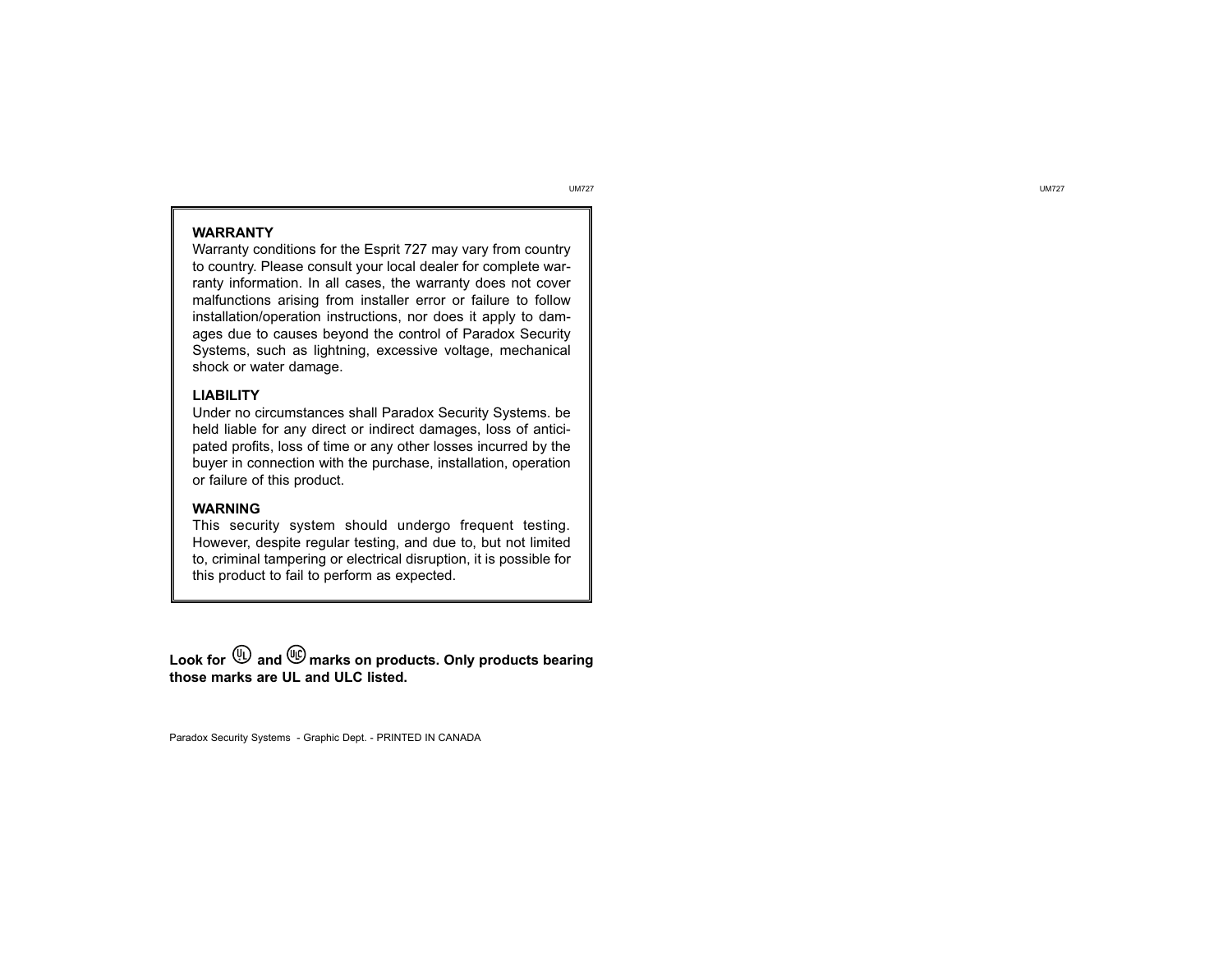**WARRANTY**

Warranty conditions for the Esprit 727 may vary from country to country. Please consult your local dealer for complete warranty information. In all cases, the warranty does not cover malfunctions arising from installer error or failure to follow installation/operation instructions, nor does it apply to damages due to causes beyond the control of Paradox Security Systems, such as lightning, excessive voltage, mechanical shock or water damage.

**LIABILITY**

Under no circumstances shall Paradox Security Systems. be held liable for any direct or indirect damages, loss of anticipated profits, loss of time or any other losses incurred by the buyer in connection with the purchase, installation, operation or failure of this product.

**WARNING**

This security system should undergo frequent testing. However, despite regular testing, and due to, but not limited to, criminal tampering or electrical disruption, it is possible for this product to fail to perform as expected.

**Look for UL and ULC marks on products. Only products bearing those marks are UL and ULC listed.**

Paradox Security Systems - Graphic Dept. - PRINTED IN CANADA